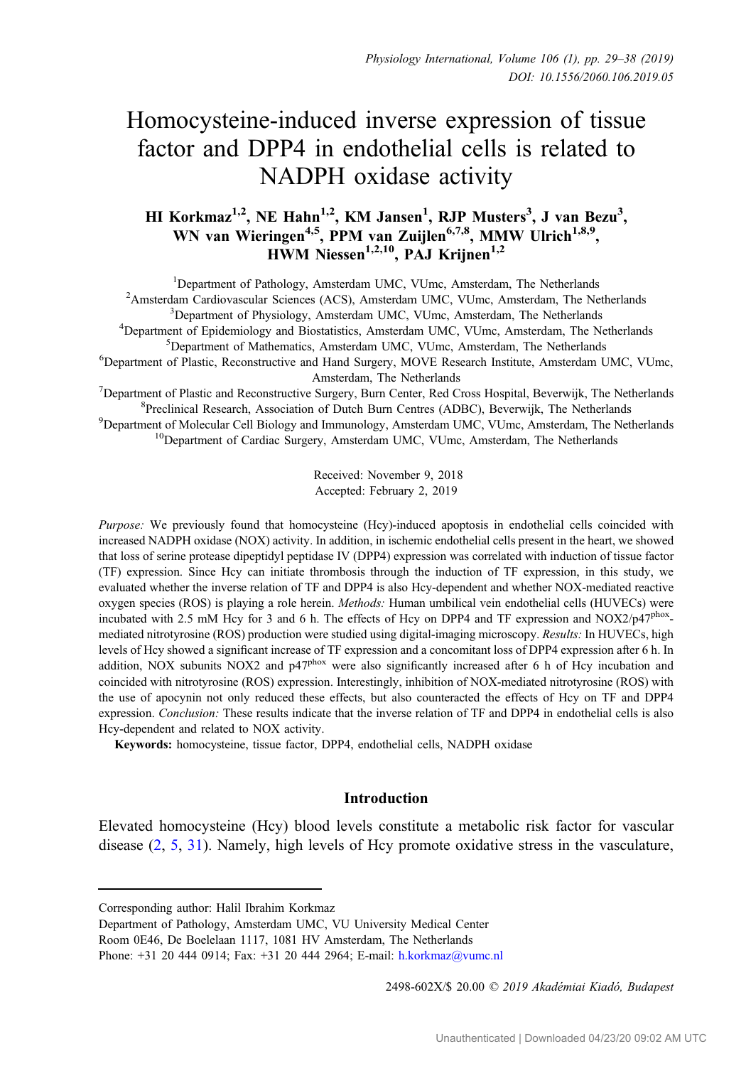# Homocysteine-induced inverse expression of tissue factor and DPP4 in endothelial cells is related to NADPH oxidase activity

**HI Korkmaz[1,2], NE Hahn[1,2], KM Jansen[1], RJP Musters[3], J van Bezu[3], WN van Wieringen[4,5], PPM van Zuijlen[6,7,8], MMW Ulrich[1,8,9], HWM Niessen[1,2,10], PAJ Krijnen[1,2]**

[1]Department of Pathology, Amsterdam UMC, VUmc, Amsterdam, The Netherlands
[2]Amsterdam Cardiovascular Sciences (ACS), Amsterdam UMC, VUmc, Amsterdam, The Netherlands
[3]Department of Physiology, Amsterdam UMC, VUmc, Amsterdam, The Netherlands
[4]Department of Epidemiology and Biostatistics, Amsterdam UMC, VUmc, Amsterdam, The Netherlands
[5]Department of Mathematics, Amsterdam UMC, VUmc, Amsterdam, The Netherlands
[6]Department of Plastic, Reconstructive and Hand Surgery, MOVE Research Institute, Amsterdam UMC, VUmc, Amsterdam, The Netherlands
[7]Department of Plastic and Reconstructive Surgery, Burn Center, Red Cross Hospital, Beverwijk, The Netherlands
[8]Preclinical Research, Association of Dutch Burn Centres (ADBC), Beverwijk, The Netherlands
[9]Department of Molecular Cell Biology and Immunology, Amsterdam UMC, VUmc, Amsterdam, The Netherlands
[10]Department of Cardiac Surgery, Amsterdam UMC, VUmc, Amsterdam, The Netherlands

Received: November 9, 2018
Accepted: February 2, 2019

*Purpose:* We previously found that homocysteine (Hcy)-induced apoptosis in endothelial cells coincided with increased NADPH oxidase (NOX) activity. In addition, in ischemic endothelial cells present in the heart, we showed that loss of serine protease dipeptidyl peptidase IV (DPP4) expression was correlated with induction of tissue factor (TF) expression. Since Hcy can initiate thrombosis through the induction of TF expression, in this study, we evaluated whether the inverse relation of TF and DPP4 is also Hcy-dependent and whether NOX-mediated reactive oxygen species (ROS) is playing a role herein. *Methods:* Human umbilical vein endothelial cells (HUVECs) were incubated with 2.5 mM Hcy for 3 and 6 h. The effects of Hcy on DPP4 and TF expression and NOX2/p47$^{phox}$-mediated nitrotyrosine (ROS) production were studied using digital-imaging microscopy. *Results:* In HUVECs, high levels of Hcy showed a significant increase of TF expression and a concomitant loss of DPP4 expression after 6 h. In addition, NOX subunits NOX2 and p47$^{phox}$ were also significantly increased after 6 h of Hcy incubation and coincided with nitrotyrosine (ROS) expression. Interestingly, inhibition of NOX-mediated nitrotyrosine (ROS) with the use of apocynin not only reduced these effects, but also counteracted the effects of Hcy on TF and DPP4 expression. *Conclusion:* These results indicate that the inverse relation of TF and DPP4 in endothelial cells is also Hcy-dependent and related to NOX activity.

**Keywords:** homocysteine, tissue factor, DPP4, endothelial cells, NADPH oxidase

## Introduction

Elevated homocysteine (Hcy) blood levels constitute a metabolic risk factor for vascular disease (2, 5, 31). Namely, high levels of Hcy promote oxidative stress in the vasculature,

Corresponding author: Halil Ibrahim Korkmaz
Department of Pathology, Amsterdam UMC, VU University Medical Center
Room 0E46, De Boelelaan 1117, 1081 HV Amsterdam, The Netherlands
Phone: +31 20 444 0914; Fax: +31 20 444 2964; E-mail: h.korkmaz@vumc.nl

2498-602X/$ 20.00 © 2019 Akadémiai Kiadó, Budapest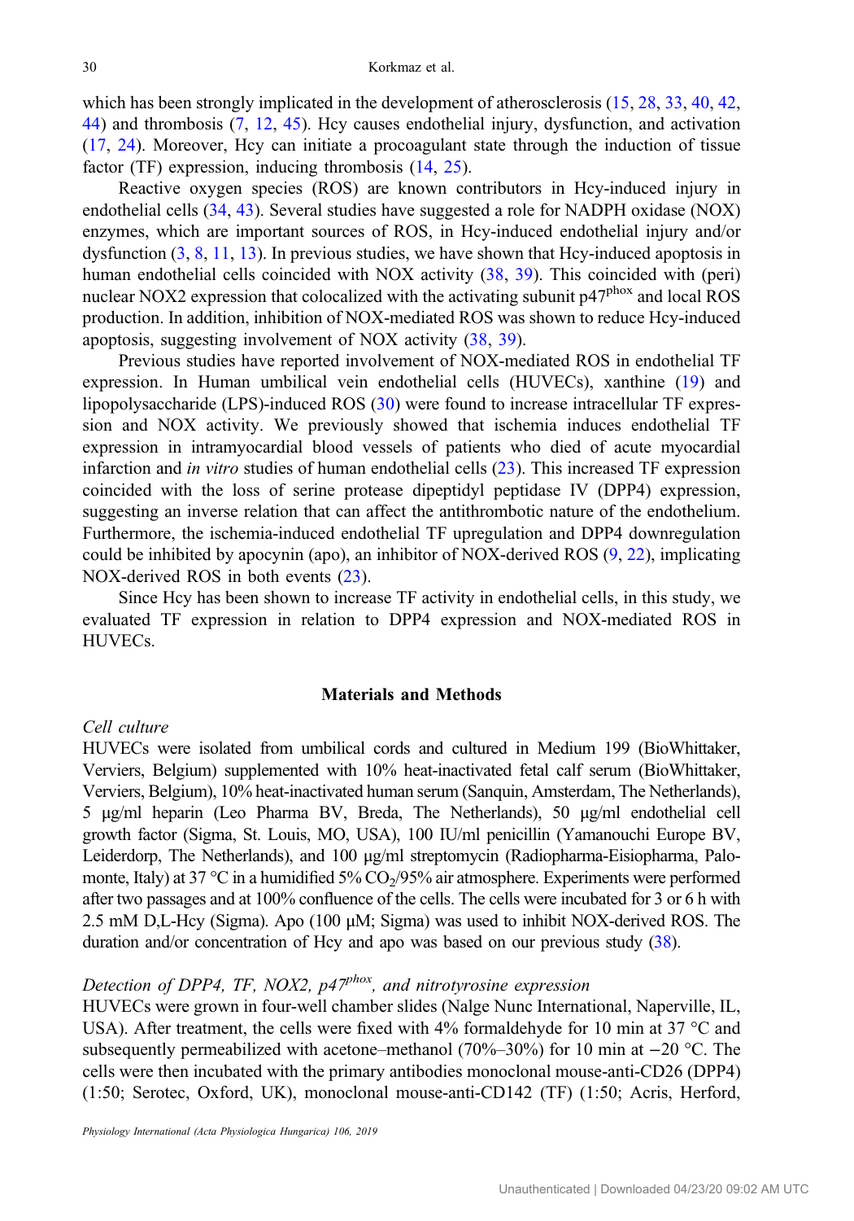which has been strongly implicated in the development of atherosclerosis (15, 28, 33, 40, 42, 44) and thrombosis (7, 12, 45). Hcy causes endothelial injury, dysfunction, and activation (17, 24). Moreover, Hcy can initiate a procoagulant state through the induction of tissue factor (TF) expression, inducing thrombosis (14, 25).

Reactive oxygen species (ROS) are known contributors in Hcy-induced injury in endothelial cells (34, 43). Several studies have suggested a role for NADPH oxidase (NOX) enzymes, which are important sources of ROS, in Hcy-induced endothelial injury and/or dysfunction (3, 8, 11, 13). In previous studies, we have shown that Hcy-induced apoptosis in human endothelial cells coincided with NOX activity (38, 39). This coincided with (peri) nuclear NOX2 expression that colocalized with the activating subunit $p47^{phox}$ and local ROS production. In addition, inhibition of NOX-mediated ROS was shown to reduce Hcy-induced apoptosis, suggesting involvement of NOX activity (38, 39).

Previous studies have reported involvement of NOX-mediated ROS in endothelial TF expression. In Human umbilical vein endothelial cells (HUVECs), xanthine (19) and lipopolysaccharide (LPS)-induced ROS (30) were found to increase intracellular TF expression and NOX activity. We previously showed that ischemia induces endothelial TF expression in intramyocardial blood vessels of patients who died of acute myocardial infarction and *in vitro* studies of human endothelial cells (23). This increased TF expression coincided with the loss of serine protease dipeptidyl peptidase IV (DPP4) expression, suggesting an inverse relation that can affect the antithrombotic nature of the endothelium. Furthermore, the ischemia-induced endothelial TF upregulation and DPP4 downregulation could be inhibited by apocynin (apo), an inhibitor of NOX-derived ROS (9, 22), implicating NOX-derived ROS in both events (23).

Since Hcy has been shown to increase TF activity in endothelial cells, in this study, we evaluated TF expression in relation to DPP4 expression and NOX-mediated ROS in HUVECs.

## Materials and Methods

### *Cell culture*

HUVECs were isolated from umbilical cords and cultured in Medium 199 (BioWhittaker, Verviers, Belgium) supplemented with 10% heat-inactivated fetal calf serum (BioWhittaker, Verviers, Belgium), 10% heat-inactivated human serum (Sanquin, Amsterdam, The Netherlands), 5 μg/ml heparin (Leo Pharma BV, Breda, The Netherlands), 50 μg/ml endothelial cell growth factor (Sigma, St. Louis, MO, USA), 100 IU/ml penicillin (Yamanouchi Europe BV, Leiderdorp, The Netherlands), and 100 μg/ml streptomycin (Radiopharma-Eisiopharma, Palomonte, Italy) at 37 °C in a humidified 5% $CO_2$/95% air atmosphere. Experiments were performed after two passages and at 100% confluence of the cells. The cells were incubated for 3 or 6 h with 2.5 mM D,L-Hcy (Sigma). Apo (100 μM; Sigma) was used to inhibit NOX-derived ROS. The duration and/or concentration of Hcy and apo was based on our previous study (38).

### *Detection of DPP4, TF, NOX2, $p47^{phox}$, and nitrotyrosine expression*

HUVECs were grown in four-well chamber slides (Nalge Nunc International, Naperville, IL, USA). After treatment, the cells were fixed with 4% formaldehyde for 10 min at 37 °C and subsequently permeabilized with acetone–methanol (70%–30%) for 10 min at −20 °C. The cells were then incubated with the primary antibodies monoclonal mouse-anti-CD26 (DPP4) (1:50; Serotec, Oxford, UK), monoclonal mouse-anti-CD142 (TF) (1:50; Acris, Herford,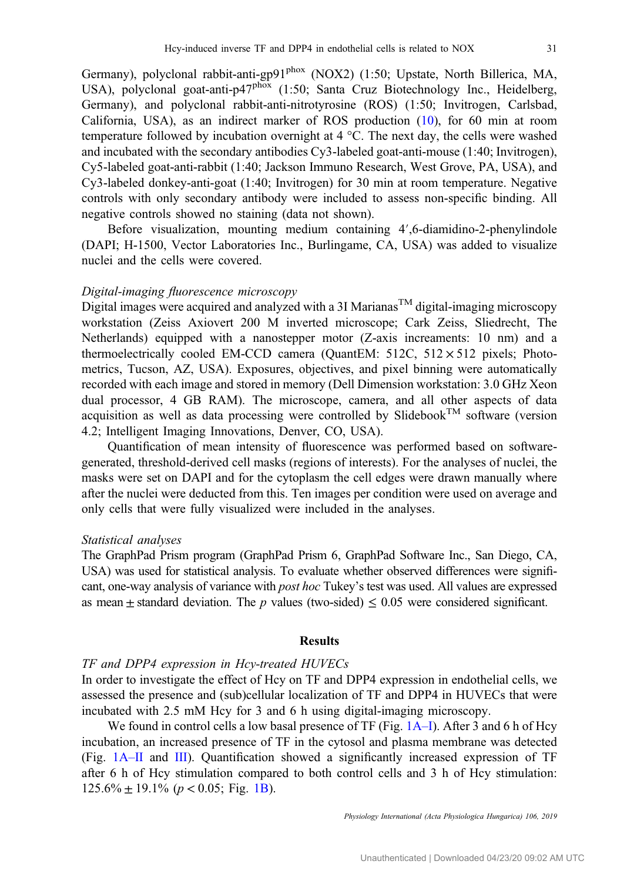Germany), polyclonal rabbit-anti-gp91$^{phox}$ (NOX2) (1:50; Upstate, North Billerica, MA, USA), polyclonal goat-anti-p47$^{phox}$ (1:50; Santa Cruz Biotechnology Inc., Heidelberg, Germany), and polyclonal rabbit-anti-nitrotyrosine (ROS) (1:50; Invitrogen, Carlsbad, California, USA), as an indirect marker of ROS production (10), for 60 min at room temperature followed by incubation overnight at 4 °C. The next day, the cells were washed and incubated with the secondary antibodies Cy3-labeled goat-anti-mouse (1:40; Invitrogen), Cy5-labeled goat-anti-rabbit (1:40; Jackson Immuno Research, West Grove, PA, USA), and Cy3-labeled donkey-anti-goat (1:40; Invitrogen) for 30 min at room temperature. Negative controls with only secondary antibody were included to assess non-specific binding. All negative controls showed no staining (data not shown).

Before visualization, mounting medium containing 4′,6-diamidino-2-phenylindole (DAPI; H-1500, Vector Laboratories Inc., Burlingame, CA, USA) was added to visualize nuclei and the cells were covered.

*Digital-imaging fluorescence microscopy*

Digital images were acquired and analyzed with a 3I Marianas™ digital-imaging microscopy workstation (Zeiss Axiovert 200 M inverted microscope; Cark Zeiss, Sliedrecht, The Netherlands) equipped with a nanostepper motor (Z-axis increaments: 10 nm) and a thermoelectrically cooled EM-CCD camera (QuantEM: 512C, 512 × 512 pixels; Photometrics, Tucson, AZ, USA). Exposures, objectives, and pixel binning were automatically recorded with each image and stored in memory (Dell Dimension workstation: 3.0 GHz Xeon dual processor, 4 GB RAM). The microscope, camera, and all other aspects of data acquisition as well as data processing were controlled by Slidebook™ software (version 4.2; Intelligent Imaging Innovations, Denver, CO, USA).

Quantification of mean intensity of fluorescence was performed based on software-generated, threshold-derived cell masks (regions of interests). For the analyses of nuclei, the masks were set on DAPI and for the cytoplasm the cell edges were drawn manually where after the nuclei were deducted from this. Ten images per condition were used on average and only cells that were fully visualized were included in the analyses.

*Statistical analyses*

The GraphPad Prism program (GraphPad Prism 6, GraphPad Software Inc., San Diego, CA, USA) was used for statistical analysis. To evaluate whether observed differences were significant, one-way analysis of variance with *post hoc* Tukey's test was used. All values are expressed as mean ± standard deviation. The $p$ values (two-sided) $\leq 0.05$ were considered significant.

## Results

*TF and DPP4 expression in Hcy-treated HUVECs*

In order to investigate the effect of Hcy on TF and DPP4 expression in endothelial cells, we assessed the presence and (sub)cellular localization of TF and DPP4 in HUVECs that were incubated with 2.5 mM Hcy for 3 and 6 h using digital-imaging microscopy.

We found in control cells a low basal presence of TF (Fig. 1A–I). After 3 and 6 h of Hcy incubation, an increased presence of TF in the cytosol and plasma membrane was detected (Fig. 1A–II and III). Quantification showed a significantly increased expression of TF after 6 h of Hcy stimulation compared to both control cells and 3 h of Hcy stimulation: 125.6% ± 19.1% ($p < 0.05$; Fig. 1B).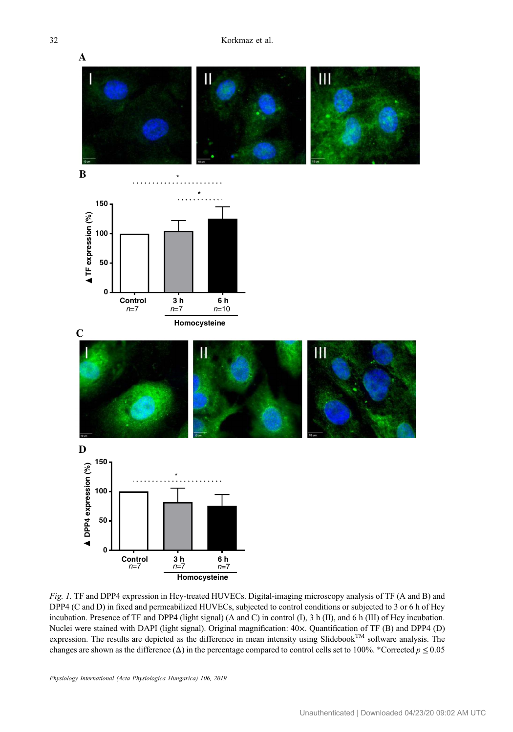*Fig. 1.* TF and DPP4 expression in Hcy-treated HUVECs. Digital-imaging microscopy analysis of TF (A and B) and DPP4 (C and D) in fixed and permeabilized HUVECs, subjected to control conditions or subjected to 3 or 6 h of Hcy incubation. Presence of TF and DPP4 (light signal) (A and C) in control (I), 3 h (II), and 6 h (III) of Hcy incubation. Nuclei were stained with DAPI (light signal). Original magnification: 40×. Quantification of TF (B) and DPP4 (D) expression. The results are depicted as the difference in mean intensity using Slidebook™ software analysis. The changes are shown as the difference (Δ) in the percentage compared to control cells set to 100%. *Corrected $p \leq 0.05$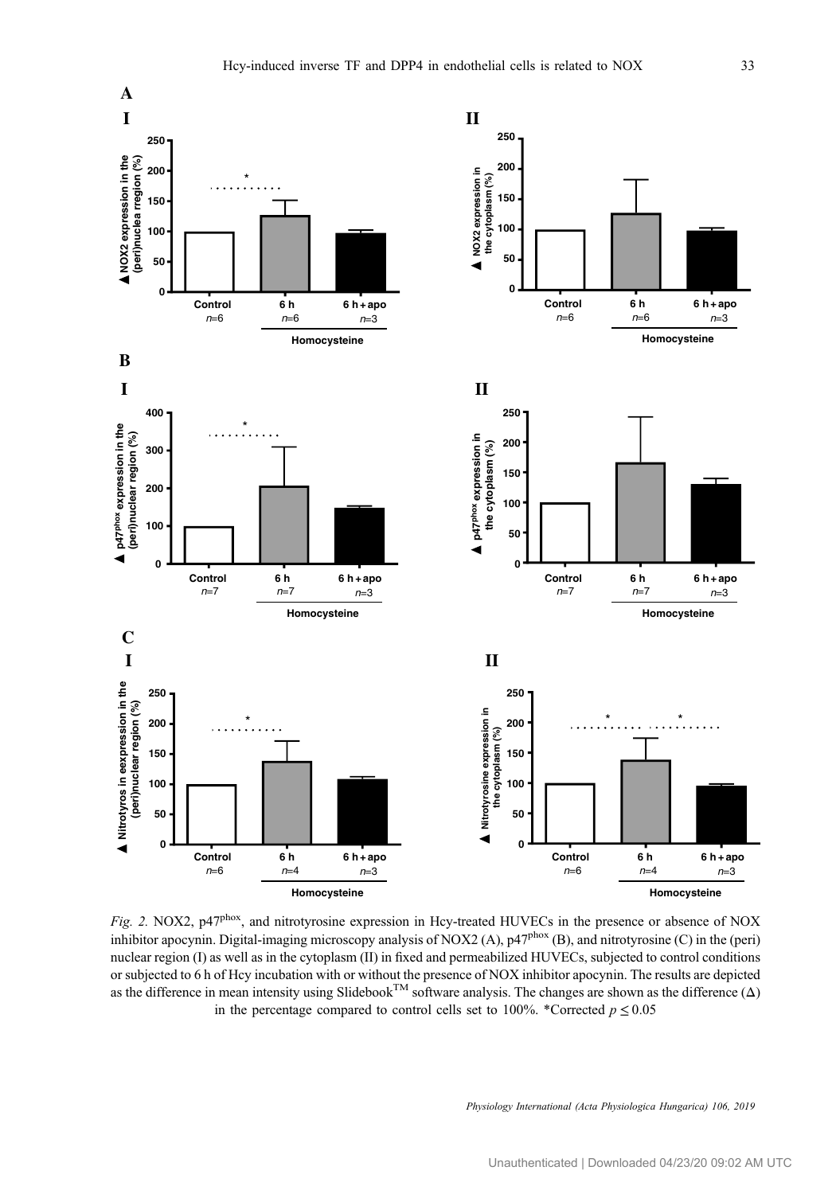*Fig. 2.* NOX2, p47$^{phox}$, and nitrotyrosine expression in Hcy-treated HUVECs in the presence or absence of NOX inhibitor apocynin. Digital-imaging microscopy analysis of NOX2 (A), p47$^{phox}$ (B), and nitrotyrosine (C) in the (peri) nuclear region (I) as well as in the cytoplasm (II) in fixed and permeabilized HUVECs, subjected to control conditions or subjected to 6 h of Hcy incubation with or without the presence of NOX inhibitor apocynin. The results are depicted as the difference in mean intensity using Slidebook™ software analysis. The changes are shown as the difference (Δ) in the percentage compared to control cells set to 100%. *Corrected $p \leq 0.05$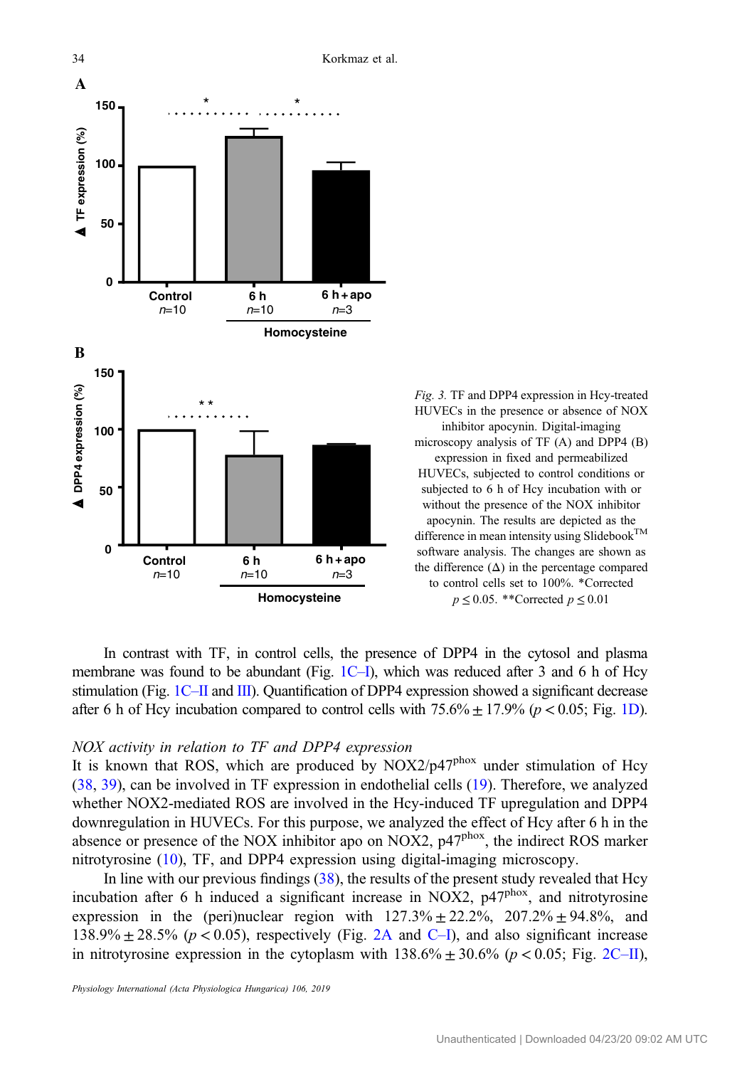*Fig. 3.* TF and DPP4 expression in Hcy-treated HUVECs in the presence or absence of NOX inhibitor apocynin. Digital-imaging microscopy analysis of TF (A) and DPP4 (B) expression in fixed and permeabilized HUVECs, subjected to control conditions or subjected to 6 h of Hcy incubation with or without the presence of the NOX inhibitor apocynin. The results are depicted as the difference in mean intensity using Slidebook™ software analysis. The changes are shown as the difference (Δ) in the percentage compared to control cells set to 100%. *Corrected $p \leq 0.05$. **Corrected $p \leq 0.01$

In contrast with TF, in control cells, the presence of DPP4 in the cytosol and plasma membrane was found to be abundant (Fig. 1C–I), which was reduced after 3 and 6 h of Hcy stimulation (Fig. 1C–II and III). Quantification of DPP4 expression showed a significant decrease after 6 h of Hcy incubation compared to control cells with 75.6% ± 17.9% ($p < 0.05$; Fig. 1D).

*NOX activity in relation to TF and DPP4 expression*

It is known that ROS, which are produced by NOX2/$p47^{phox}$ under stimulation of Hcy (38, 39), can be involved in TF expression in endothelial cells (19). Therefore, we analyzed whether NOX2-mediated ROS are involved in the Hcy-induced TF upregulation and DPP4 downregulation in HUVECs. For this purpose, we analyzed the effect of Hcy after 6 h in the absence or presence of the NOX inhibitor apo on NOX2, $p47^{phox}$, the indirect ROS marker nitrotyrosine (10), TF, and DPP4 expression using digital-imaging microscopy.

In line with our previous findings (38), the results of the present study revealed that Hcy incubation after 6 h induced a significant increase in NOX2, $p47^{phox}$, and nitrotyrosine expression in the (peri)nuclear region with 127.3% ± 22.2%, 207.2% ± 94.8%, and 138.9% ± 28.5% ($p < 0.05$), respectively (Fig. 2A and C–I), and also significant increase in nitrotyrosine expression in the cytoplasm with 138.6% ± 30.6% ($p < 0.05$; Fig. 2C–II),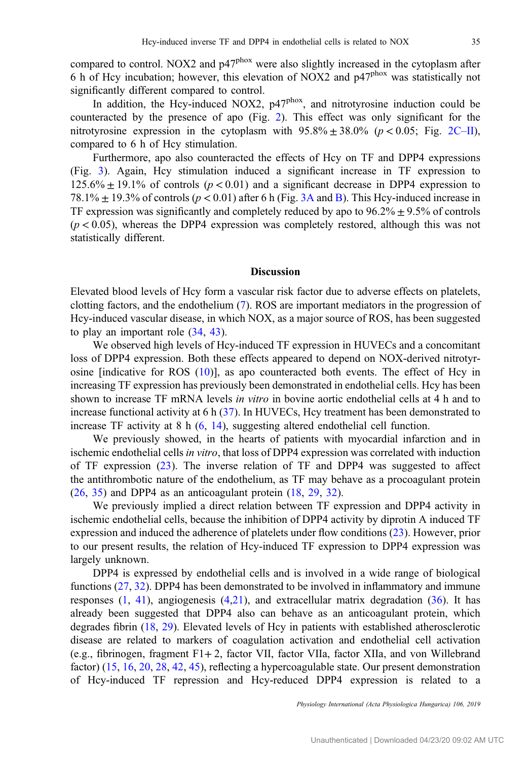compared to control. NOX2 and p47$^{phox}$ were also slightly increased in the cytoplasm after 6 h of Hcy incubation; however, this elevation of NOX2 and p47$^{phox}$ was statistically not significantly different compared to control.

In addition, the Hcy-induced NOX2, p47$^{phox}$, and nitrotyrosine induction could be counteracted by the presence of apo (Fig. 2). This effect was only significant for the nitrotyrosine expression in the cytoplasm with 95.8% ± 38.0% ($p < 0.05$; Fig. 2C–II), compared to 6 h of Hcy stimulation.

Furthermore, apo also counteracted the effects of Hcy on TF and DPP4 expressions (Fig. 3). Again, Hcy stimulation induced a significant increase in TF expression to 125.6% ± 19.1% of controls ($p < 0.01$) and a significant decrease in DPP4 expression to 78.1% ± 19.3% of controls ($p < 0.01$) after 6 h (Fig. 3A and B). This Hcy-induced increase in TF expression was significantly and completely reduced by apo to 96.2% ± 9.5% of controls ($p < 0.05$), whereas the DPP4 expression was completely restored, although this was not statistically different.

## Discussion

Elevated blood levels of Hcy form a vascular risk factor due to adverse effects on platelets, clotting factors, and the endothelium (7). ROS are important mediators in the progression of Hcy-induced vascular disease, in which NOX, as a major source of ROS, has been suggested to play an important role (34, 43).

We observed high levels of Hcy-induced TF expression in HUVECs and a concomitant loss of DPP4 expression. Both these effects appeared to depend on NOX-derived nitrotyrosine [indicative for ROS (10)], as apo counteracted both events. The effect of Hcy in increasing TF expression has previously been demonstrated in endothelial cells. Hcy has been shown to increase TF mRNA levels *in vitro* in bovine aortic endothelial cells at 4 h and to increase functional activity at 6 h (37). In HUVECs, Hcy treatment has been demonstrated to increase TF activity at 8 h (6, 14), suggesting altered endothelial cell function.

We previously showed, in the hearts of patients with myocardial infarction and in ischemic endothelial cells *in vitro*, that loss of DPP4 expression was correlated with induction of TF expression (23). The inverse relation of TF and DPP4 was suggested to affect the antithrombotic nature of the endothelium, as TF may behave as a procoagulant protein (26, 35) and DPP4 as an anticoagulant protein (18, 29, 32).

We previously implied a direct relation between TF expression and DPP4 activity in ischemic endothelial cells, because the inhibition of DPP4 activity by diprotin A induced TF expression and induced the adherence of platelets under flow conditions (23). However, prior to our present results, the relation of Hcy-induced TF expression to DPP4 expression was largely unknown.

DPP4 is expressed by endothelial cells and is involved in a wide range of biological functions (27, 32). DPP4 has been demonstrated to be involved in inflammatory and immune responses (1, 41), angiogenesis (4,21), and extracellular matrix degradation (36). It has already been suggested that DPP4 also can behave as an anticoagulant protein, which degrades fibrin (18, 29). Elevated levels of Hcy in patients with established atherosclerotic disease are related to markers of coagulation activation and endothelial cell activation (e.g., fibrinogen, fragment F1+ 2, factor VII, factor VIIa, factor XIIa, and von Willebrand factor) (15, 16, 20, 28, 42, 45), reflecting a hypercoagulable state. Our present demonstration of Hcy-induced TF repression and Hcy-reduced DPP4 expression is related to a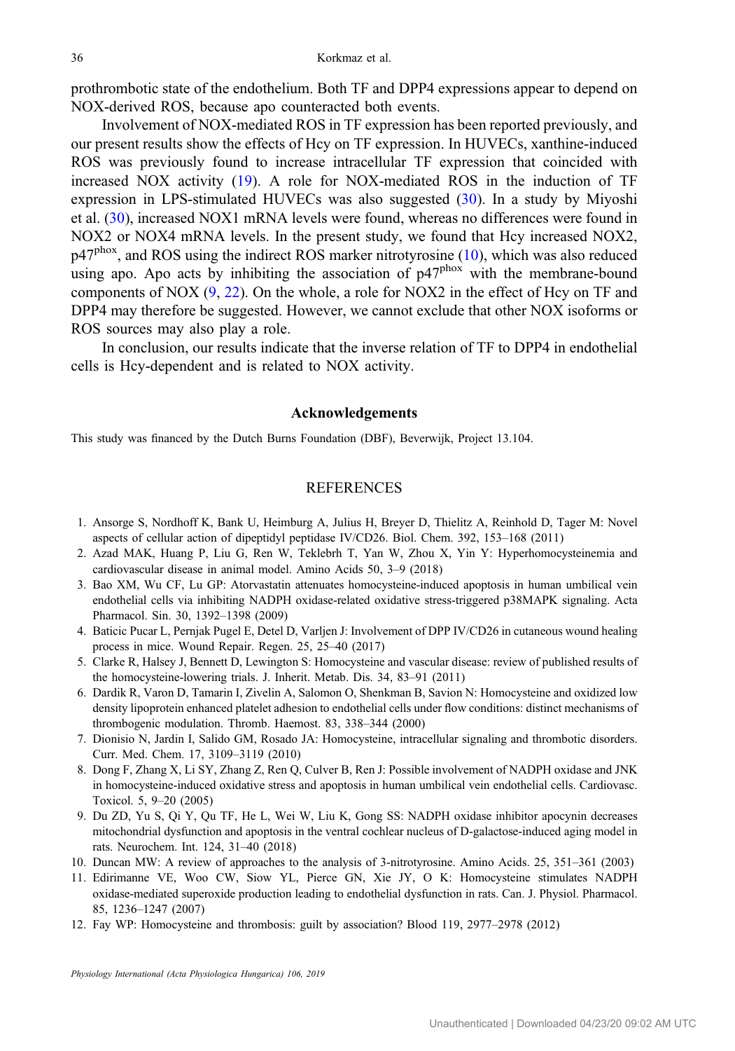prothrombotic state of the endothelium. Both TF and DPP4 expressions appear to depend on NOX-derived ROS, because apo counteracted both events.

Involvement of NOX-mediated ROS in TF expression has been reported previously, and our present results show the effects of Hcy on TF expression. In HUVECs, xanthine-induced ROS was previously found to increase intracellular TF expression that coincided with increased NOX activity (19). A role for NOX-mediated ROS in the induction of TF expression in LPS-stimulated HUVECs was also suggested (30). In a study by Miyoshi et al. (30), increased NOX1 mRNA levels were found, whereas no differences were found in NOX2 or NOX4 mRNA levels. In the present study, we found that Hcy increased NOX2, $p47^{phox}$, and ROS using the indirect ROS marker nitrotyrosine (10), which was also reduced using apo. Apo acts by inhibiting the association of $p47^{phox}$ with the membrane-bound components of NOX (9, 22). On the whole, a role for NOX2 in the effect of Hcy on TF and DPP4 may therefore be suggested. However, we cannot exclude that other NOX isoforms or ROS sources may also play a role.

In conclusion, our results indicate that the inverse relation of TF to DPP4 in endothelial cells is Hcy-dependent and is related to NOX activity.

## Acknowledgements

This study was financed by the Dutch Burns Foundation (DBF), Beverwijk, Project 13.104.

## REFERENCES

1. Ansorge S, Nordhoff K, Bank U, Heimburg A, Julius H, Breyer D, Thielitz A, Reinhold D, Tager M: Novel aspects of cellular action of dipeptidyl peptidase IV/CD26. Biol. Chem. 392, 153–168 (2011)
2. Azad MAK, Huang P, Liu G, Ren W, Teklebrh T, Yan W, Zhou X, Yin Y: Hyperhomocysteinemia and cardiovascular disease in animal model. Amino Acids 50, 3–9 (2018)
3. Bao XM, Wu CF, Lu GP: Atorvastatin attenuates homocysteine-induced apoptosis in human umbilical vein endothelial cells via inhibiting NADPH oxidase-related oxidative stress-triggered p38MAPK signaling. Acta Pharmacol. Sin. 30, 1392–1398 (2009)
4. Baticic Pucar L, Pernjak Pugel E, Detel D, Varljen J: Involvement of DPP IV/CD26 in cutaneous wound healing process in mice. Wound Repair. Regen. 25, 25–40 (2017)
5. Clarke R, Halsey J, Bennett D, Lewington S: Homocysteine and vascular disease: review of published results of the homocysteine-lowering trials. J. Inherit. Metab. Dis. 34, 83–91 (2011)
6. Dardik R, Varon D, Tamarin I, Zivelin A, Salomon O, Shenkman B, Savion N: Homocysteine and oxidized low density lipoprotein enhanced platelet adhesion to endothelial cells under flow conditions: distinct mechanisms of thrombogenic modulation. Thromb. Haemost. 83, 338–344 (2000)
7. Dionisio N, Jardin I, Salido GM, Rosado JA: Homocysteine, intracellular signaling and thrombotic disorders. Curr. Med. Chem. 17, 3109–3119 (2010)
8. Dong F, Zhang X, Li SY, Zhang Z, Ren Q, Culver B, Ren J: Possible involvement of NADPH oxidase and JNK in homocysteine-induced oxidative stress and apoptosis in human umbilical vein endothelial cells. Cardiovasc. Toxicol. 5, 9–20 (2005)
9. Du ZD, Yu S, Qi Y, Qu TF, He L, Wei W, Liu K, Gong SS: NADPH oxidase inhibitor apocynin decreases mitochondrial dysfunction and apoptosis in the ventral cochlear nucleus of D-galactose-induced aging model in rats. Neurochem. Int. 124, 31–40 (2018)
10. Duncan MW: A review of approaches to the analysis of 3-nitrotyrosine. Amino Acids. 25, 351–361 (2003)
11. Edirimanne VE, Woo CW, Siow YL, Pierce GN, Xie JY, O K: Homocysteine stimulates NADPH oxidase-mediated superoxide production leading to endothelial dysfunction in rats. Can. J. Physiol. Pharmacol. 85, 1236–1247 (2007)
12. Fay WP: Homocysteine and thrombosis: guilt by association? Blood 119, 2977–2978 (2012)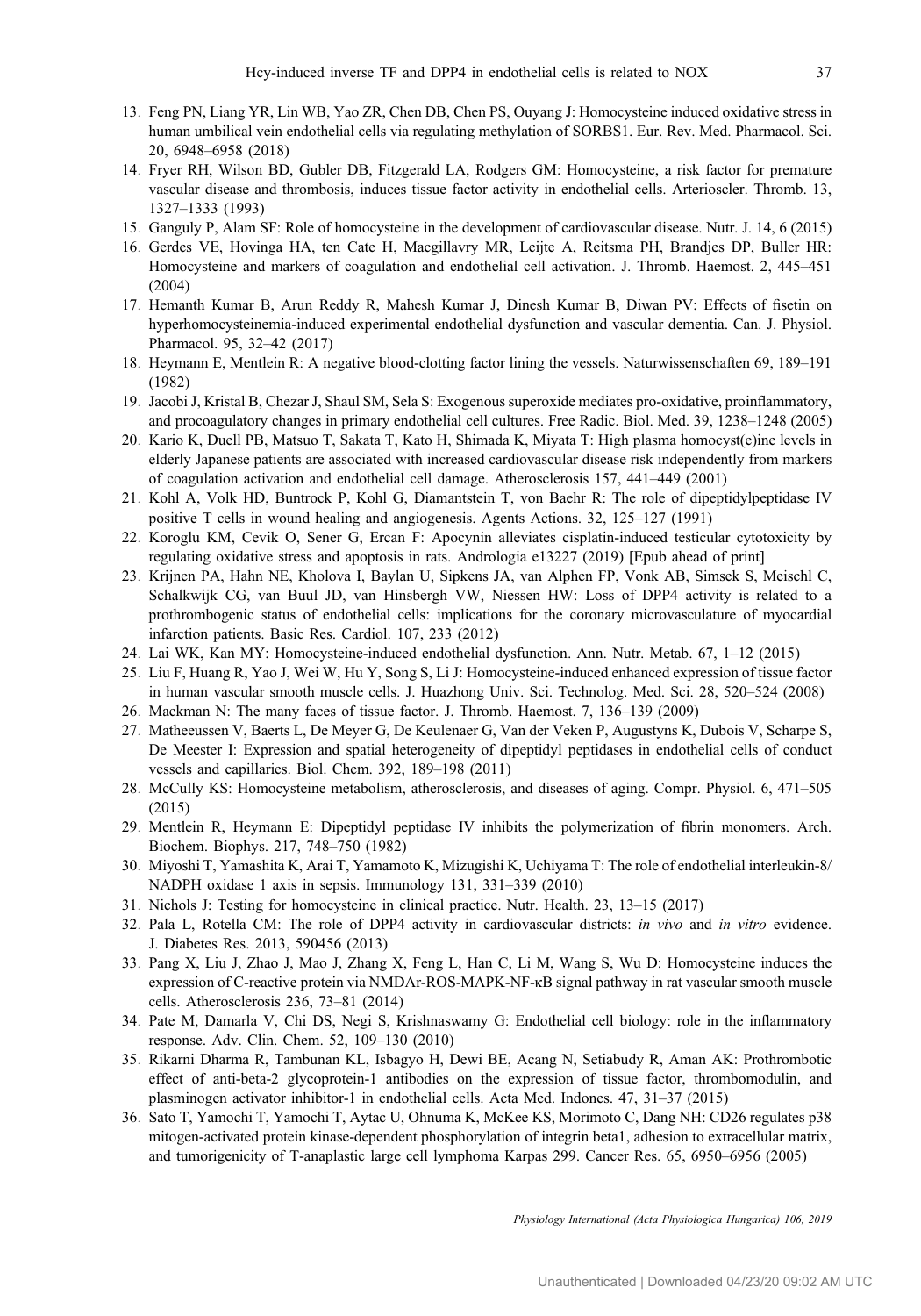13. Feng PN, Liang YR, Lin WB, Yao ZR, Chen DB, Chen PS, Ouyang J: Homocysteine induced oxidative stress in human umbilical vein endothelial cells via regulating methylation of SORBS1. Eur. Rev. Med. Pharmacol. Sci. 20, 6948–6958 (2018)
14. Fryer RH, Wilson BD, Gubler DB, Fitzgerald LA, Rodgers GM: Homocysteine, a risk factor for premature vascular disease and thrombosis, induces tissue factor activity in endothelial cells. Arterioscler. Thromb. 13, 1327–1333 (1993)
15. Ganguly P, Alam SF: Role of homocysteine in the development of cardiovascular disease. Nutr. J. 14, 6 (2015)
16. Gerdes VE, Hovinga HA, ten Cate H, Macgillavry MR, Leijte A, Reitsma PH, Brandjes DP, Buller HR: Homocysteine and markers of coagulation and endothelial cell activation. J. Thromb. Haemost. 2, 445–451 (2004)
17. Hemanth Kumar B, Arun Reddy R, Mahesh Kumar J, Dinesh Kumar B, Diwan PV: Effects of fisetin on hyperhomocysteinemia-induced experimental endothelial dysfunction and vascular dementia. Can. J. Physiol. Pharmacol. 95, 32–42 (2017)
18. Heymann E, Mentlein R: A negative blood-clotting factor lining the vessels. Naturwissenschaften 69, 189–191 (1982)
19. Jacobi J, Kristal B, Chezar J, Shaul SM, Sela S: Exogenous superoxide mediates pro-oxidative, proinflammatory, and procoagulatory changes in primary endothelial cell cultures. Free Radic. Biol. Med. 39, 1238–1248 (2005)
20. Kario K, Duell PB, Matsuo T, Sakata T, Kato H, Shimada K, Miyata T: High plasma homocyst(e)ine levels in elderly Japanese patients are associated with increased cardiovascular disease risk independently from markers of coagulation activation and endothelial cell damage. Atherosclerosis 157, 441–449 (2001)
21. Kohl A, Volk HD, Buntrock P, Kohl G, Diamantstein T, von Baehr R: The role of dipeptidylpeptidase IV positive T cells in wound healing and angiogenesis. Agents Actions. 32, 125–127 (1991)
22. Koroglu KM, Cevik O, Sener G, Ercan F: Apocynin alleviates cisplatin-induced testicular cytotoxicity by regulating oxidative stress and apoptosis in rats. Andrologia e13227 (2019) [Epub ahead of print]
23. Krijnen PA, Hahn NE, Kholova I, Baylan U, Sipkens JA, van Alphen FP, Vonk AB, Simsek S, Meischl C, Schalkwijk CG, van Buul JD, van Hinsbergh VW, Niessen HW: Loss of DPP4 activity is related to a prothrombogenic status of endothelial cells: implications for the coronary microvasculature of myocardial infarction patients. Basic Res. Cardiol. 107, 233 (2012)
24. Lai WK, Kan MY: Homocysteine-induced endothelial dysfunction. Ann. Nutr. Metab. 67, 1–12 (2015)
25. Liu F, Huang R, Yao J, Wei W, Hu Y, Song S, Li J: Homocysteine-induced enhanced expression of tissue factor in human vascular smooth muscle cells. J. Huazhong Univ. Sci. Technolog. Med. Sci. 28, 520–524 (2008)
26. Mackman N: The many faces of tissue factor. J. Thromb. Haemost. 7, 136–139 (2009)
27. Matheeussen V, Baerts L, De Meyer G, De Keulenaer G, Van der Veken P, Augustyns K, Dubois V, Scharpe S, De Meester I: Expression and spatial heterogeneity of dipeptidyl peptidases in endothelial cells of conduct vessels and capillaries. Biol. Chem. 392, 189–198 (2011)
28. McCully KS: Homocysteine metabolism, atherosclerosis, and diseases of aging. Compr. Physiol. 6, 471–505 (2015)
29. Mentlein R, Heymann E: Dipeptidyl peptidase IV inhibits the polymerization of fibrin monomers. Arch. Biochem. Biophys. 217, 748–750 (1982)
30. Miyoshi T, Yamashita K, Arai T, Yamamoto K, Mizugishi K, Uchiyama T: The role of endothelial interleukin-8/NADPH oxidase 1 axis in sepsis. Immunology 131, 331–339 (2010)
31. Nichols J: Testing for homocysteine in clinical practice. Nutr. Health. 23, 13–15 (2017)
32. Pala L, Rotella CM: The role of DPP4 activity in cardiovascular districts: *in vivo* and *in vitro* evidence. J. Diabetes Res. 2013, 590456 (2013)
33. Pang X, Liu J, Zhao J, Mao J, Zhang X, Feng L, Han C, Li M, Wang S, Wu D: Homocysteine induces the expression of C-reactive protein via NMDAr-ROS-MAPK-NF-κB signal pathway in rat vascular smooth muscle cells. Atherosclerosis 236, 73–81 (2014)
34. Pate M, Damarla V, Chi DS, Negi S, Krishnaswamy G: Endothelial cell biology: role in the inflammatory response. Adv. Clin. Chem. 52, 109–130 (2010)
35. Rikarni Dharma R, Tambunan KL, Isbagyo H, Dewi BE, Acang N, Setiabudy R, Aman AK: Prothrombotic effect of anti-beta-2 glycoprotein-1 antibodies on the expression of tissue factor, thrombomodulin, and plasminogen activator inhibitor-1 in endothelial cells. Acta Med. Indones. 47, 31–37 (2015)
36. Sato T, Yamochi T, Yamochi T, Aytac U, Ohnuma K, McKee KS, Morimoto C, Dang NH: CD26 regulates p38 mitogen-activated protein kinase-dependent phosphorylation of integrin beta1, adhesion to extracellular matrix, and tumorigenicity of T-anaplastic large cell lymphoma Karpas 299. Cancer Res. 65, 6950–6956 (2005)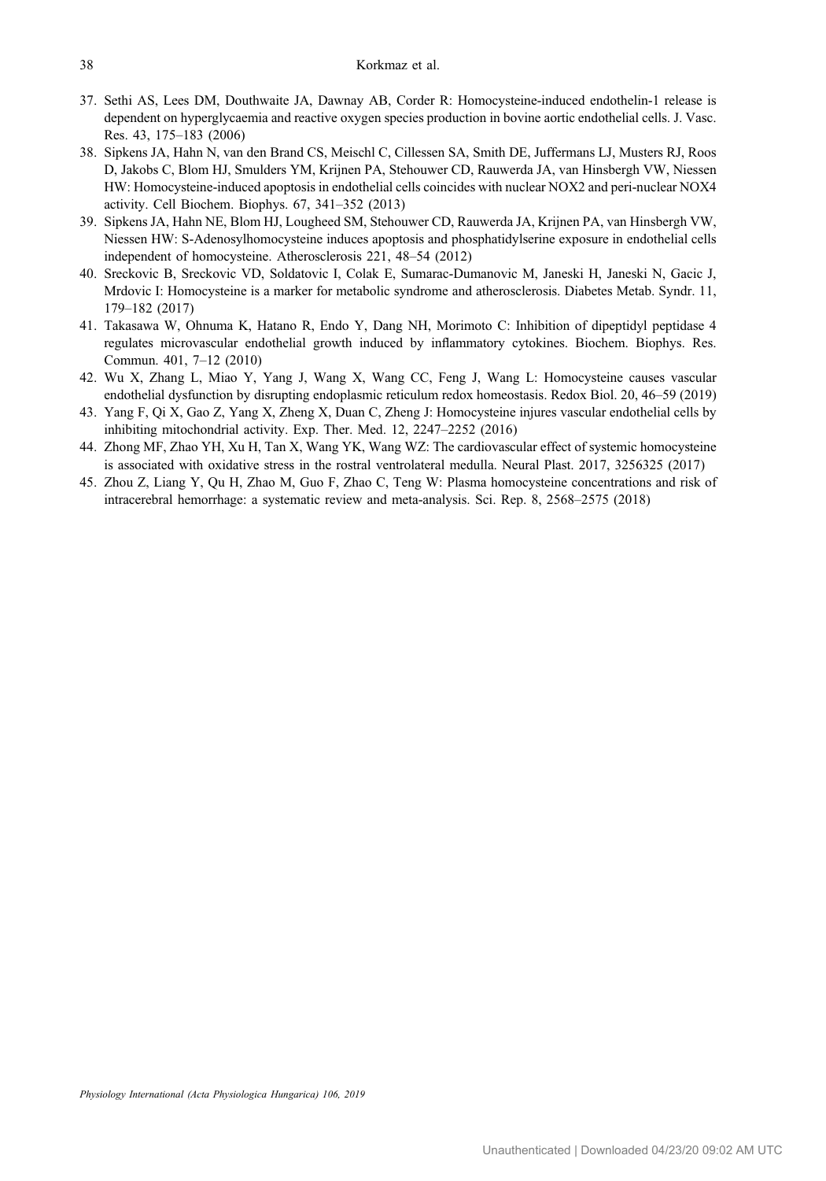37. Sethi AS, Lees DM, Douthwaite JA, Dawnay AB, Corder R: Homocysteine-induced endothelin-1 release is dependent on hyperglycaemia and reactive oxygen species production in bovine aortic endothelial cells. J. Vasc. Res. 43, 175–183 (2006)
38. Sipkens JA, Hahn N, van den Brand CS, Meischl C, Cillessen SA, Smith DE, Juffermans LJ, Musters RJ, Roos D, Jakobs C, Blom HJ, Smulders YM, Krijnen PA, Stehouwer CD, Rauwerda JA, van Hinsbergh VW, Niessen HW: Homocysteine-induced apoptosis in endothelial cells coincides with nuclear NOX2 and peri-nuclear NOX4 activity. Cell Biochem. Biophys. 67, 341–352 (2013)
39. Sipkens JA, Hahn NE, Blom HJ, Lougheed SM, Stehouwer CD, Rauwerda JA, Krijnen PA, van Hinsbergh VW, Niessen HW: S-Adenosylhomocysteine induces apoptosis and phosphatidylserine exposure in endothelial cells independent of homocysteine. Atherosclerosis 221, 48–54 (2012)
40. Sreckovic B, Sreckovic VD, Soldatovic I, Colak E, Sumarac-Dumanovic M, Janeski H, Janeski N, Gacic J, Mrdovic I: Homocysteine is a marker for metabolic syndrome and atherosclerosis. Diabetes Metab. Syndr. 11, 179–182 (2017)
41. Takasawa W, Ohnuma K, Hatano R, Endo Y, Dang NH, Morimoto C: Inhibition of dipeptidyl peptidase 4 regulates microvascular endothelial growth induced by inflammatory cytokines. Biochem. Biophys. Res. Commun. 401, 7–12 (2010)
42. Wu X, Zhang L, Miao Y, Yang J, Wang X, Wang CC, Feng J, Wang L: Homocysteine causes vascular endothelial dysfunction by disrupting endoplasmic reticulum redox homeostasis. Redox Biol. 20, 46–59 (2019)
43. Yang F, Qi X, Gao Z, Yang X, Zheng X, Duan C, Zheng J: Homocysteine injures vascular endothelial cells by inhibiting mitochondrial activity. Exp. Ther. Med. 12, 2247–2252 (2016)
44. Zhong MF, Zhao YH, Xu H, Tan X, Wang YK, Wang WZ: The cardiovascular effect of systemic homocysteine is associated with oxidative stress in the rostral ventrolateral medulla. Neural Plast. 2017, 3256325 (2017)
45. Zhou Z, Liang Y, Qu H, Zhao M, Guo F, Zhao C, Teng W: Plasma homocysteine concentrations and risk of intracerebral hemorrhage: a systematic review and meta-analysis. Sci. Rep. 8, 2568–2575 (2018)